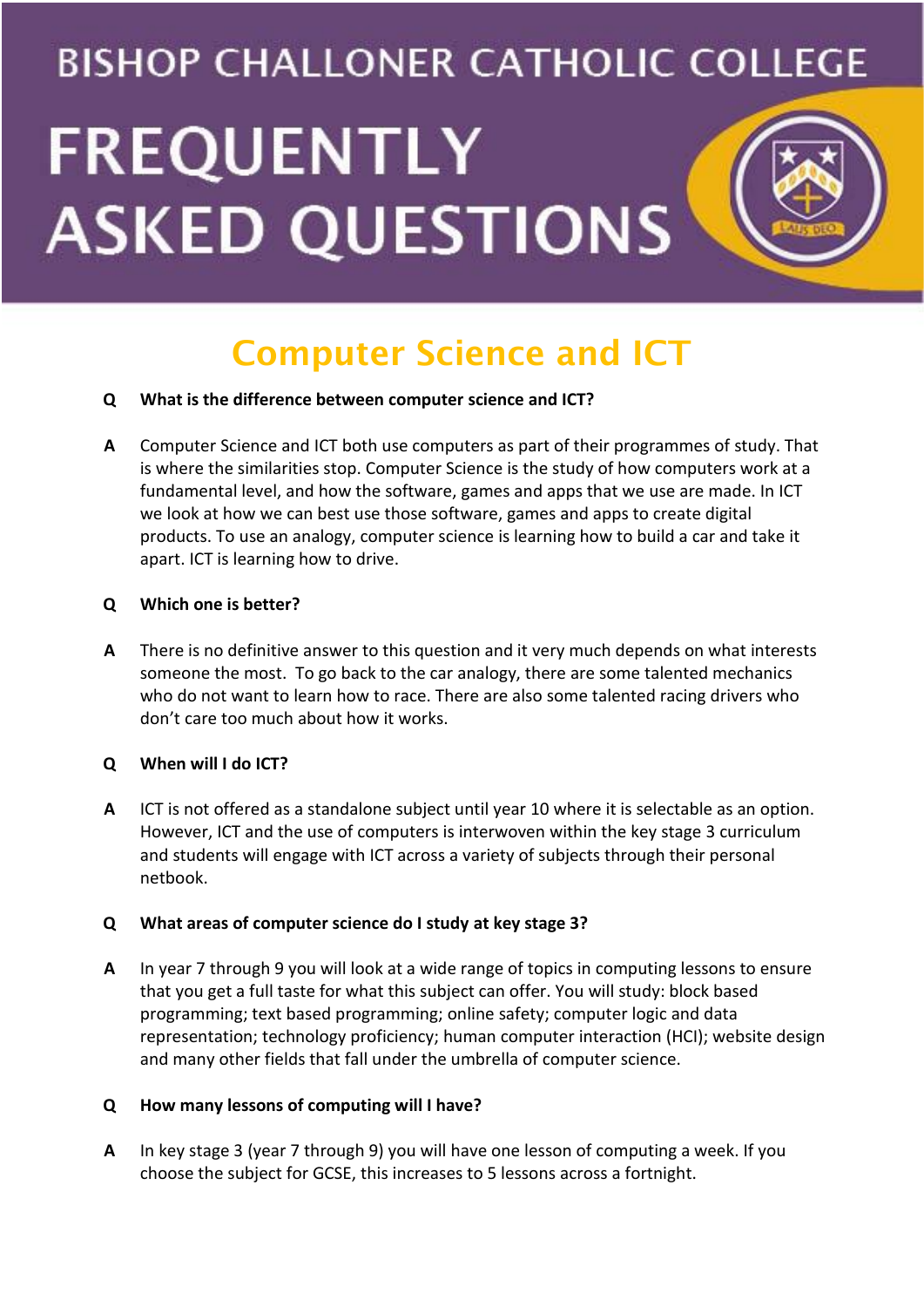# BISHOP CHALLONER CATHOLIC COLLEGE

# FREQUENTLY ASKED QUESTIONS

## Computer Science and ICT

**Q What is the difference between computer science and ICT?**

**A** Computer Science and ICT both use computers as part of their programmes of study. That is where the similarities stop. Computer Science is the study of how computers work at a fundamental level, and how the software, games and apps that we use are made. In ICT we look at how we can best use those software, games and apps to create digital products. To use an analogy, computer science is learning how to build a car and take it apart. ICT is learning how to drive.

**Q Which one is better?**

**A** There is no definitive answer to this question and it very much depends on what interests someone the most. To go back to the car analogy, there are some talented mechanics who do not want to learn how to race. There are also some talented racing drivers who don't care too much about how it works.

**Q When will I do ICT?**

**A** ICT is not offered as a standalone subject until year 10 where it is selectable as an option. However, ICT and the use of computers is interwoven within the key stage 3 curriculum and students will engage with ICT across a variety of subjects through their personal netbook.

**Q What areas of computer science do I study at key stage 3?**

**A** In year 7 through 9 you will look at a wide range of topics in computing lessons to ensure that you get a full taste for what this subject can offer. You will study: block based programming; text based programming; online safety; computer logic and data representation; technology proficiency; human computer interaction (HCI); website design and many other fields that fall under the umbrella of computer science.

**Q How many lessons of computing will I have?**

**A** In key stage 3 (year 7 through 9) you will have one lesson of computing a week. If you choose the subject for GCSE, this increases to 5 lessons across a fortnight.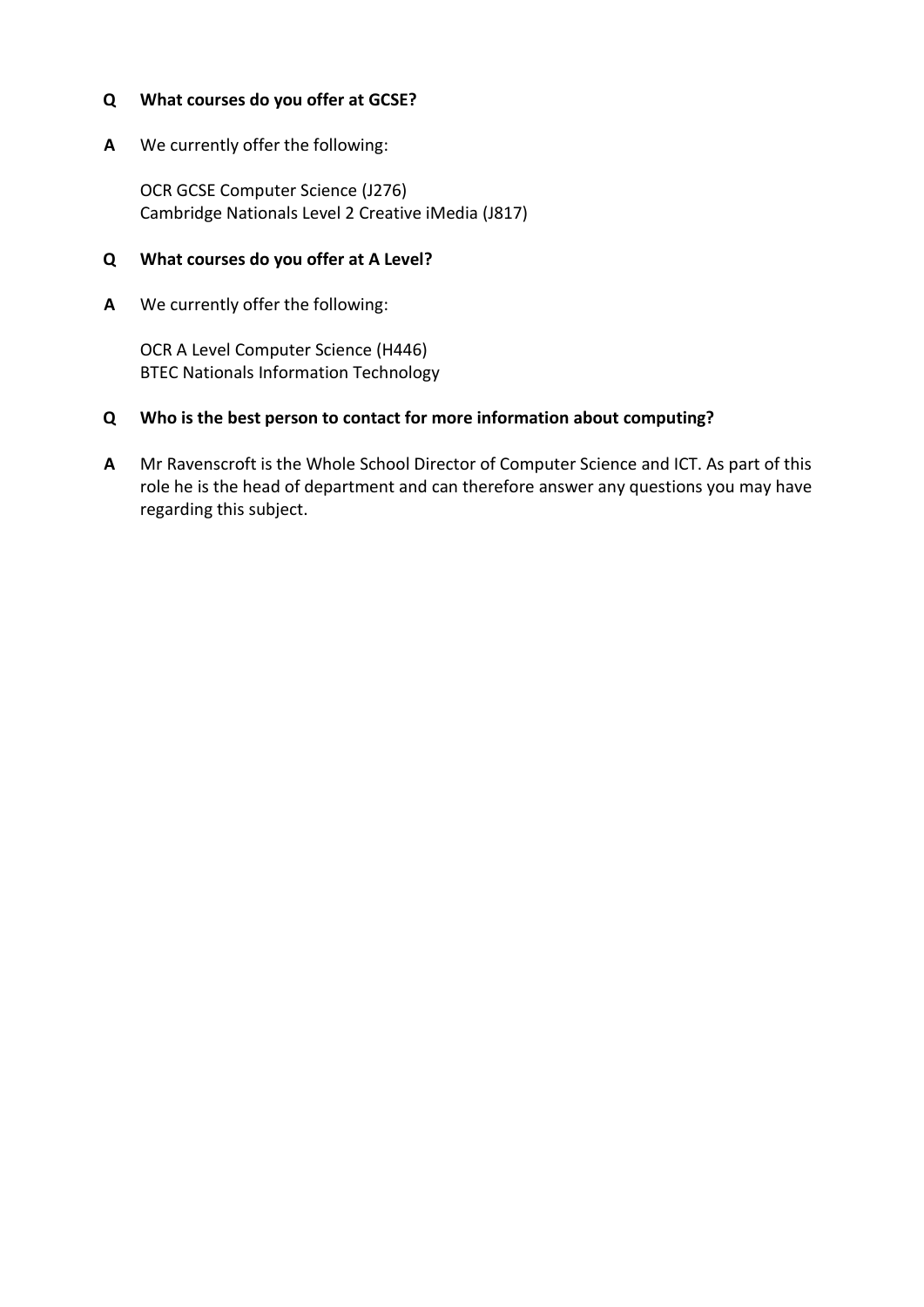**Q What courses do you offer at GCSE?**

**A** We currently offer the following:

OCR GCSE Computer Science (J276)
Cambridge Nationals Level 2 Creative iMedia (J817)

**Q What courses do you offer at A Level?**

**A** We currently offer the following:

OCR A Level Computer Science (H446)
BTEC Nationals Information Technology

**Q Who is the best person to contact for more information about computing?**

**A** Mr Ravenscroft is the Whole School Director of Computer Science and ICT. As part of this role he is the head of department and can therefore answer any questions you may have regarding this subject.